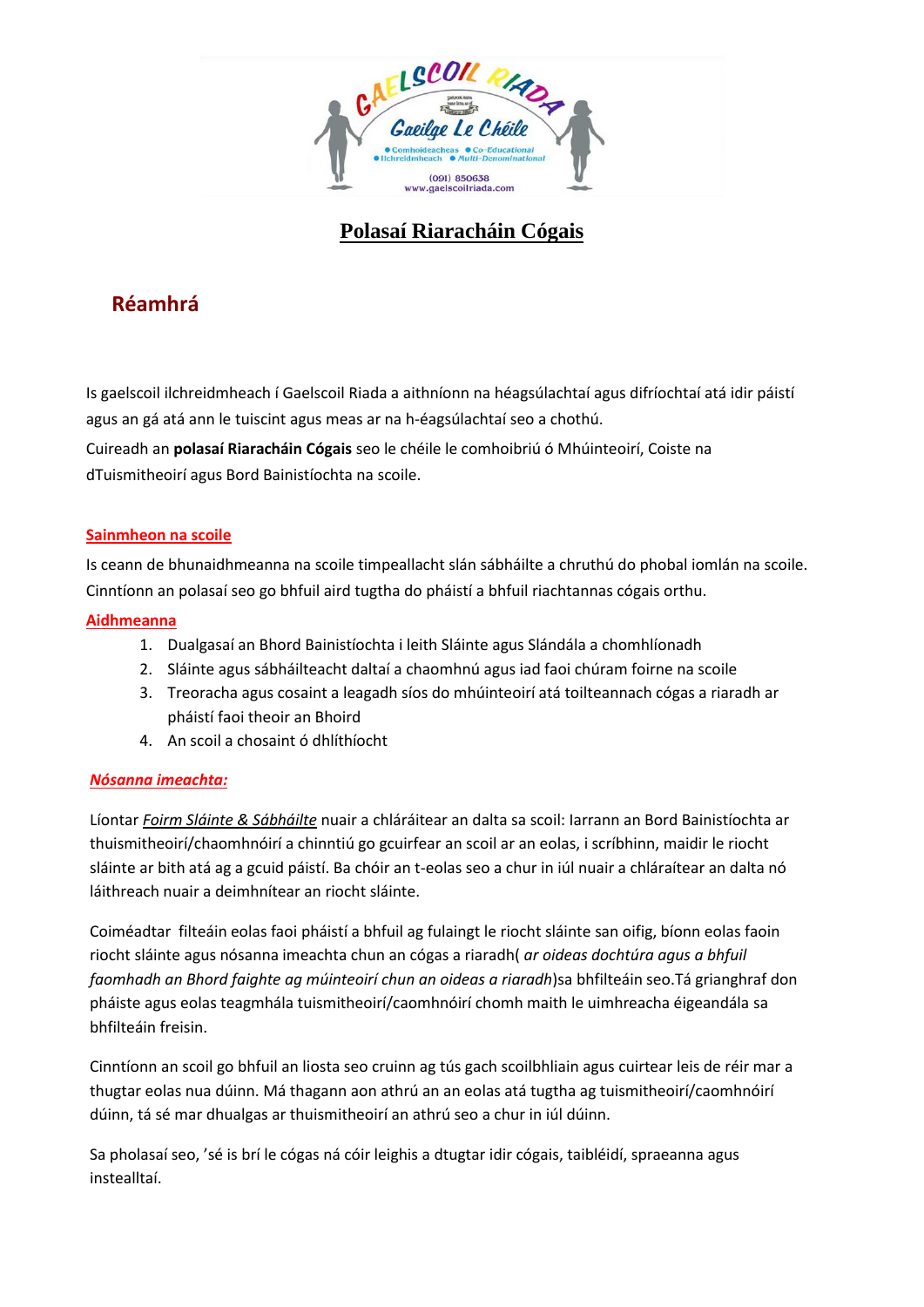# Polasaí Riaracháin Cógais

## Réamhrá

Is gaelscoil ilchreidmheach í Gaelscoil Riada a aithníonn na héagsúlachtaí agus difríochtaí atá idir páistí agus an gá atá ann le tuiscint agus meas ar na h-éagsúlachtaí seo a chothú.

Cuireadh an **polasaí Riaracháin Cógais** seo le chéile le comhoibriú ó Mhúinteoirí, Coiste na dTuismitheoirí agus Bord Bainistíochta na scoile.

### Sainmheon na scoile

Is ceann de bhunaidhmeanna na scoile timpeallacht slán sábháilte a chruthú do phobal iomlán na scoile. Cinntíonn an polasaí seo go bhfuil aird tugtha do pháistí a bhfuil riachtannas cógais orthu.

### Aidhmeanna

1. Dualgasaí an Bhord Bainistíochta i leith Sláinte agus Slándála a chomhlíonadh
2. Sláinte agus sábháilteacht daltaí a chaomhnú agus iad faoi chúram foirne na scoile
3. Treoracha agus cosaint a leagadh síos do mhúinteoirí atá toilteannach cógas a riaradh ar pháistí faoi theoir an Bhoird
4. An scoil a chosaint ó dhlíthíocht

### *Nósanna imeachta:*

Líontar *Foirm Sláinte & Sábháilte* nuair a chláráitear an dalta sa scoil: Iarrann an Bord Bainistíochta ar thuismitheoirí/chaomhnóirí a chinntiú go gcuirfear an scoil ar an eolas, i scríbhinn, maidir le riocht sláinte ar bith atá ag a gcuid páistí. Ba chóir an t-eolas seo a chur in iúl nuair a chláraítear an dalta nó láithreach nuair a deimhnítear an riocht sláinte.

Coiméadtar filteáin eolas faoi pháistí a bhfuil ag fulaingt le riocht sláinte san oifig, bíonn eolas faoin riocht sláinte agus nósanna imeachta chun an cógas a riaradh( *ar oideas dochtúra agus a bhfuil faomhadh an Bhord faighte ag múinteoirí chun an oideas a riaradh*)sa bhfilteáin seo.Tá grianghraf don pháiste agus eolas teagmhála tuismitheoirí/caomhnóirí chomh maith le uimhreacha éigeandála sa bhfilteáin freisin.

Cinntíonn an scoil go bhfuil an liosta seo cruinn ag tús gach scoilbhliain agus cuirtear leis de réir mar a thugtar eolas nua dúinn. Má thagann aon athrú an an eolas atá tugtha ag tuismitheoirí/caomhnóirí dúinn, tá sé mar dhualgas ar thuismitheoirí an athrú seo a chur in iúl dúinn.

Sa pholasaí seo, 'sé is brí le cógas ná cóir leighis a dtugtar idir cógais, taibléidí, spraeanna agus insealltaí.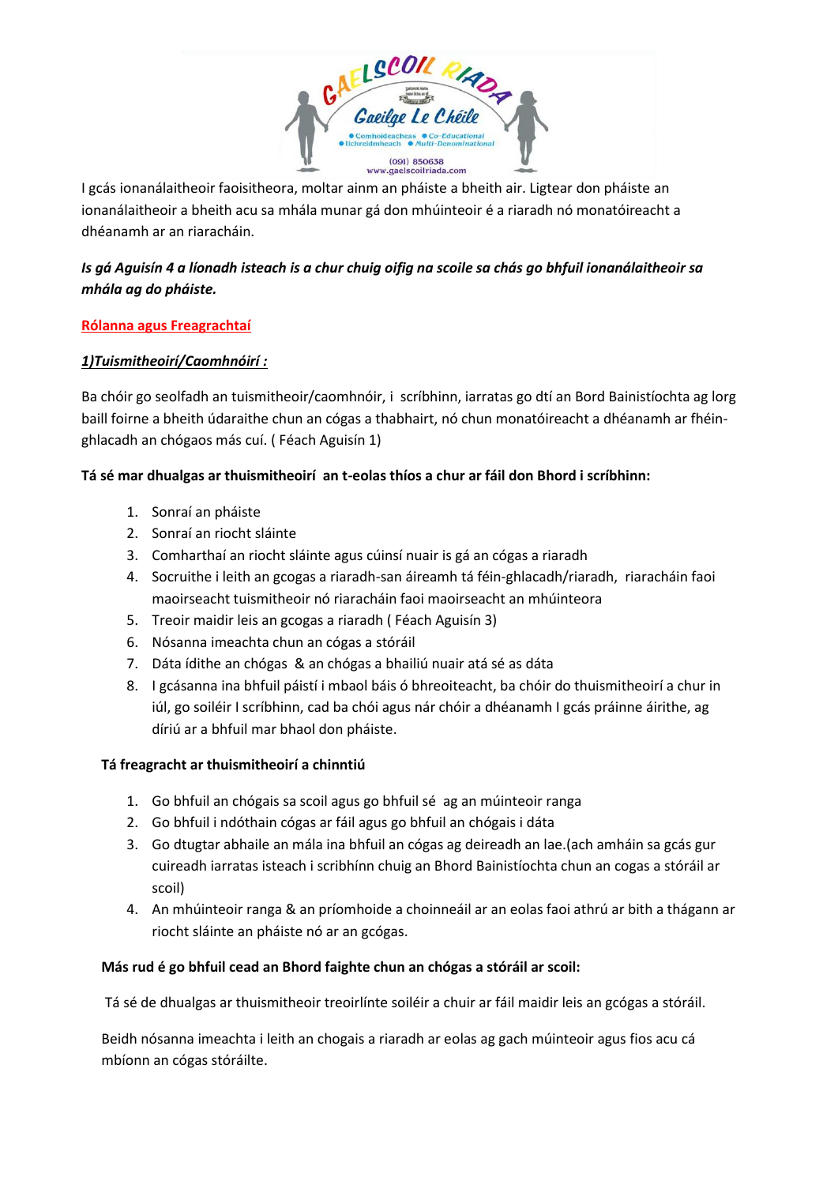I gcás ionanálaitheoir faoisitheora, moltar ainm an pháiste a bheith air. Ligtear don pháiste an ionanálaitheoir a bheith acu sa mhála munar gá don mhúinteoir é a riaradh nó monatóireacht a dhéanamh ar an riaracháin.

***Is gá Aguisín 4 a líonadh isteach is a chur chuig oifig na scoile sa chás go bhfuil ionanálaitheoir sa mhála ag do pháiste.***

## Rólanna agus Freagrachtaí

### *1)Tuismitheoirí/Caomhnóirí :*

Ba chóir go seolfadh an tuismitheoir/caomhnóir, i scríbhinn, iarratas go dtí an Bord Bainistíochta ag lorg baill foirne a bheith údaraithe chun an cógas a thabhairt, nó chun monatóireacht a dhéanamh ar féin-ghlacadh an chógaos más cuí. ( Féach Aguisín 1)

**Tá sé mar dhualgas ar thuismitheoirí an t-eolas thíos a chur ar fáil don Bhord i scríbhinn:**

1. Sonraí an pháiste
2. Sonraí an riocht sláinte
3. Comharthaí an riocht sláinte agus cúinsí nuair is gá an cógas a riaradh
4. Socruithe I leith an gcogas a riaradh-san áireamh tá féin-ghlacadh/riaradh, riaracháin faoi maoirseacht tuismitheoir nó riaracháin faoi maoirseacht an mhúinteora
5. Treoir maidir leis an gcogas a riaradh ( Féach Aguisín 3)
6. Nósanna imeachta chun an cógas a stóráil
7. Dáta ídithe an chógas & an chógas a bhailiú nuair atá sé as dáta
8. I gcásanna ina bhfuil páistí i mbaol báis ó bhreoiteacht, ba chóir do thuismitheoirí a chur in iúl, go soiléir I scríbhinn, cad ba chói agus nár chóir a dhéanamh I gcás práinne áirithe, ag díriú ar a bhfuil mar bhaol don pháiste.

**Tá freagracht ar thuismitheoirí a chinntiú**

1. Go bhfuil an chógais sa scoil agus go bhfuil sé ag an múinteoir ranga
2. Go bhfuil i ndóthain cógas ar fáil agus go bhfuil an chógais i dáta
3. Go dtugtar abhaile an mála ina bhfuil an cógas ag deireadh an lae.(ach amháin sa gcás gur cuireadh iarratas isteach i scribhínn chuig an Bhord Bainistíochta chun an cogas a stóráil ar scoil)
4. An mhúinteoir ranga & an príomhoide a choinneáil ar an eolas faoi athrú ar bith a thágann ar riocht sláinte an pháiste nó ar an gcógas.

**Más rud é go bhfuil cead an Bhord faighte chun an chógas a stóráil ar scoil:**

Tá sé de dhualgas ar thuismitheoir treoirlínte soiléir a chuir ar fáil maidir leis an gcógas a stóráil.

Beidh nósanna imeachta i leith an chogais a riaradh ar eolas ag gach múinteoir agus fios acu cá mbíonn an cógas stóráilte.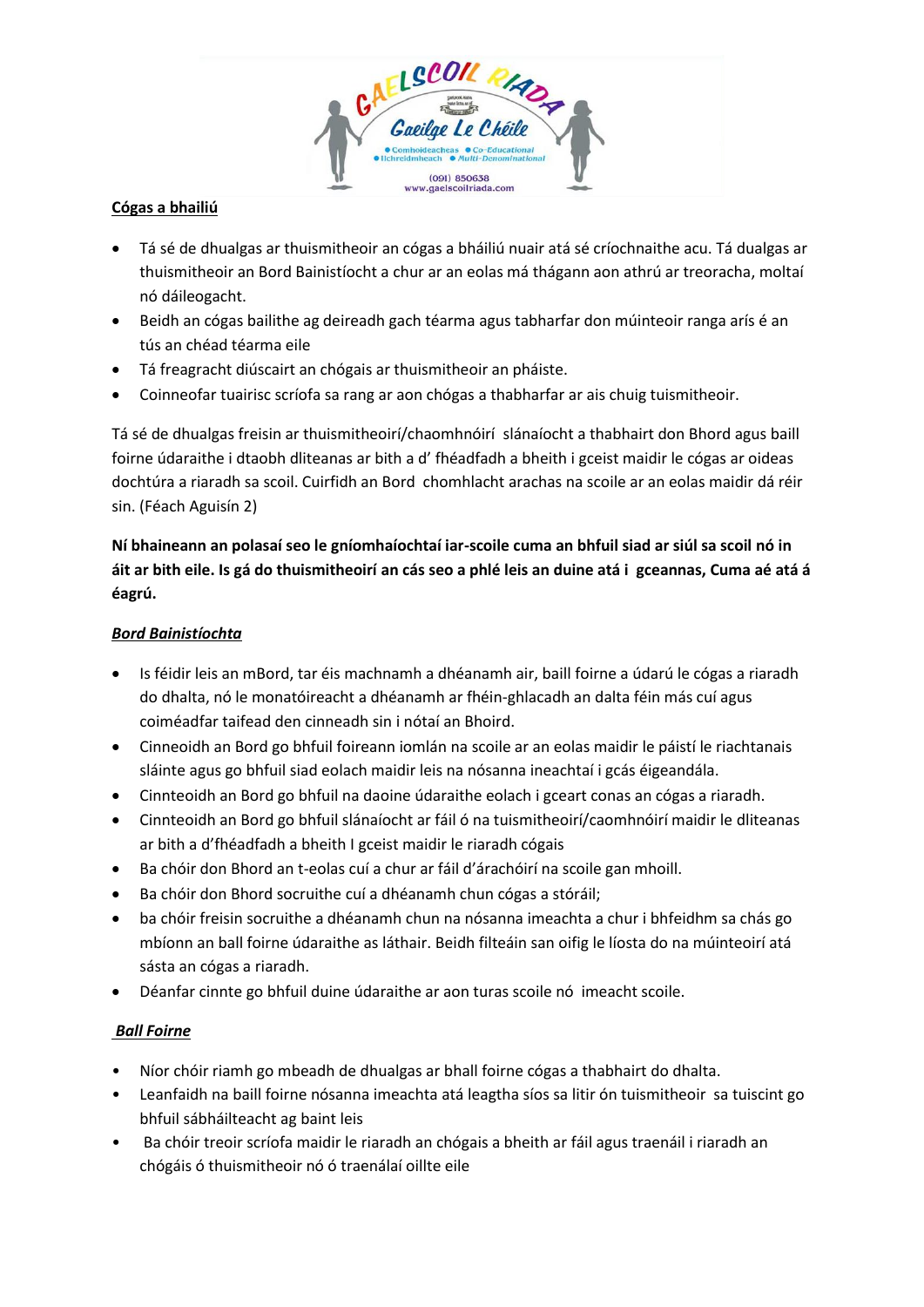**Cógas a bhailiú**

- Tá sé de dhualgas ar thuismitheoir an cógas a bháiliú nuair atá sé críochnaithe acu. Tá dualgas ar thuismitheoir an Bord Bainistíocht a chur ar an eolas má thágann aon athrú ar treoracha, moltaí nó dáileogacht.
- Beidh an cógas bailithe ag deireadh gach téarma agus tabharfar don múinteoir ranga arís é an tús an chéad téarma eile
- Tá freagracht diúscairt an chógais ar thuismitheoir an pháiste.
- Coinneofar tuairisc scríofa sa rang ar aon chógas a thabharfar ar ais chuig tuismitheoir.

Tá sé de dhualgas freisin ar thuismitheoirí/chaomhnóirí slánaíocht a thabhairt don Bhord agus baill foirne údaraithe i dtaobh dliteanas ar bith a d' fhéadfadh a bheith i gceist maidir le cógas ar oideas dochtúra a riaradh sa scoil. Cuirfidh an Bord chomhlacht arachas na scoile ar an eolas maidir dá réir sin. (Féach Aguisín 2)

**Ní bhaineann an polasaí seo le gníomhaíochtaí iar-scoile cuma an bhfuil siad ar siúl sa scoil nó in áit ar bith eile. Is gá do thuismitheoirí an cás seo a phlé leis an duine atá i gceannas, Cuma aé atá á éagrú.**

***Bord Bainistíochta***

- Is féidir leis an mBord, tar éis machnamh a dhéanamh air, baill foirne a údarú le cógas a riaradh do dhalta, nó le monatóireacht a dhéanamh ar fhéin-ghlacadh an dalta féin más cuí agus coiméadfar taifead den cinneadh sin i nótaí an Bhoird.
- Cinneoidh an Bord go bhfuil foireann iomlán na scoile ar an eolas maidir le páistí le riachtanais sláinte agus go bhfuil siad eolach maidir leis na nósanna ineachtaí i gcás éigeandála.
- Cinnteoidh an Bord go bhfuil na daoine údaraithe eolach i gceart conas an cógas a riaradh.
- Cinnteoidh an Bord go bhfuil slánaíocht ar fáil ó na tuismitheoirí/caomhnóirí maidir le dliteanas ar bith a d'fhéadfadh a bheith I gceist maidir le riaradh cógais
- Ba chóir don Bhord an t-eolas cuí a chur ar fáil d'árachóirí na scoile gan mhoill.
- Ba chóir don Bhord socruithe cuí a dhéanamh chun cógas a stóráil;
- ba chóir freisin socruithe a dhéanamh chun na nósanna imeachta a chur i bhfeidhm sa chás go mbíonn an ball foirne údaraithe as láthair. Beidh filteáin san oifig le líosta do na múinteoirí atá sásta an cógas a riaradh.
- Déanfar cinnte go bhfuil duine údaraithe ar aon turas scoile nó imeacht scoile.

***Ball Foirne***

- Níor chóir riamh go mbeadh de dhualgas ar bhall foirne cógas a thabhairt do dhalta.
- Leanfaidh na baill foirne nósanna imeachta atá leagtha síos sa litir ón tuismitheoir sa tuiscint go bhfuil sábhailteacht ag baint leis
- Ba chóir treoir scríofa maidir le riaradh an chógais a bheith ar fáil agus traenáil i riaradh an chógáis ó thuismitheoir nó ó traenálaí oillte eile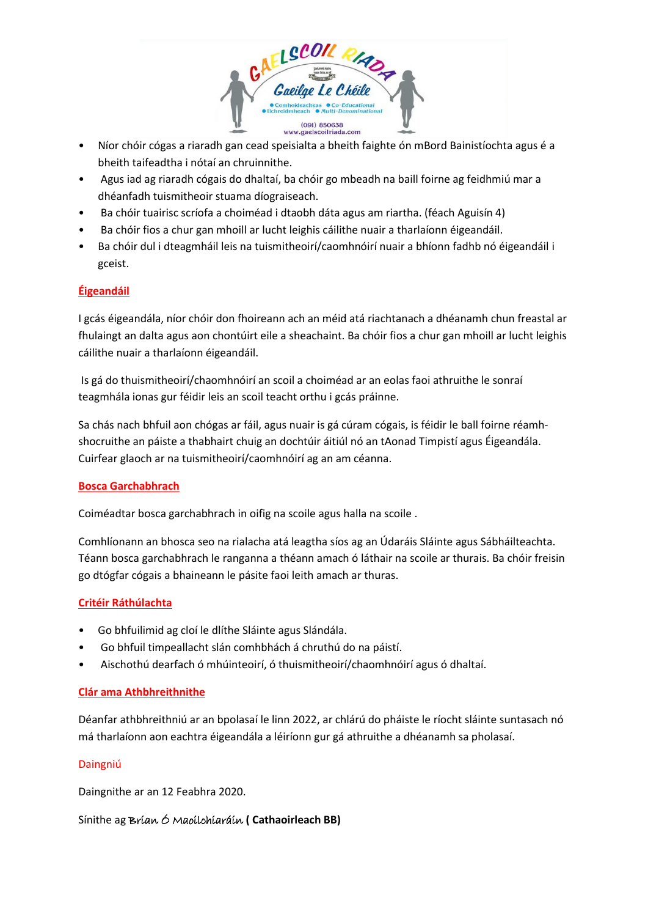- Níor chóir cógas a riaradh gan cead speisialta a bheith faighte ón mBord Bainistíochta agus é a bheith taifeadtha i nótaí an chruinnithe.
- Agus iad ag riaradh cógais do dhaltaí, ba chóir go mbeadh na baill foirne ag feidhmiú mar a dhéanfadh tuismitheoir stuama díograiseach.
- Ba chóir tuairisc scríofa a choiméad i dtaobh dáta agus am riartha. (féach Aguisín 4)
- Ba chóir fios a chur gan mhoill ar lucht leighis cáilithe nuair a tharlaíonn éigeandáil.
- Ba chóir dul i dteagmháil leis na tuismitheoirí/caomhnóirí nuair a bhíonn fadhb nó éigeandáil i gceist.

## Éigeandáil

I gcás éigeandála, níor chóir don fhoireann ach an méid atá riachtanach a dhéanamh chun freastal ar fhulaingt an dalta agus aon chontúirt eile a sheachaint. Ba chóir fios a chur gan mhoill ar lucht leighis cáilithe nuair a tharlaíonn éigeandáil.

Is gá do thuismitheoirí/chaomhnóirí an scoil a choiméad ar an eolas faoi athruithe le sonraí teagmhála ionas gur féidir leis an scoil teacht orthu i gcás práinne.

Sa chás nach bhfuil aon chógas ar fáil, agus nuair is gá cúram cógais, is féidir le ball foirne réamh-shocruithe an páiste a thabhairt chuig an dochtúir áitiúil nó an tAonad Timpistí agus Éigeandála. Cuirfear glaoch ar na tuismitheoirí/caomhnóirí ag an am céanna.

## Bosca Garchabhrach

Coiméadtar bosca garchabhrach in oifig na scoile agus halla na scoile .

Comhlíonann an bhosca seo na rialacha atá leagtha síos ag an Údaráis Sláinte agus Sábháilteachta. Téann bosca garchabhrach le ranganna a théann amach ó láthair na scoile ar thurais. Ba chóir freisin go dtógfar cógais a bhaineann le pásite faoi leith amach ar thuras.

## Critéir Ráthúlachta

- Go bhfuilimid ag cloí le dlíthe Sláinte agus Slándála.
- Go bhfuil timpeallacht slán comhbhách á chruthú do na páistí.
- Aischothú dearfach ó mhúinteoirí, ó thuismitheoirí/chaomhnóirí agus ó dhaltaí.

## Clár ama Athbhreithnithe

Déanfar athbhreithniú ar an bpolasaí le linn 2022, ar chlárú do pháiste le ríocht sláinte suntasach nó má tharlaíonn aon eachtra éigeandála a léiríonn gur gá athruithe a dhéanamh sa pholasaí.

## Daingniú

Daingnithe ar an 12 Feabhra 2020.

Sínithe ag Brian Ó Maoilchiaráin **( Cathaoirleach BB)**